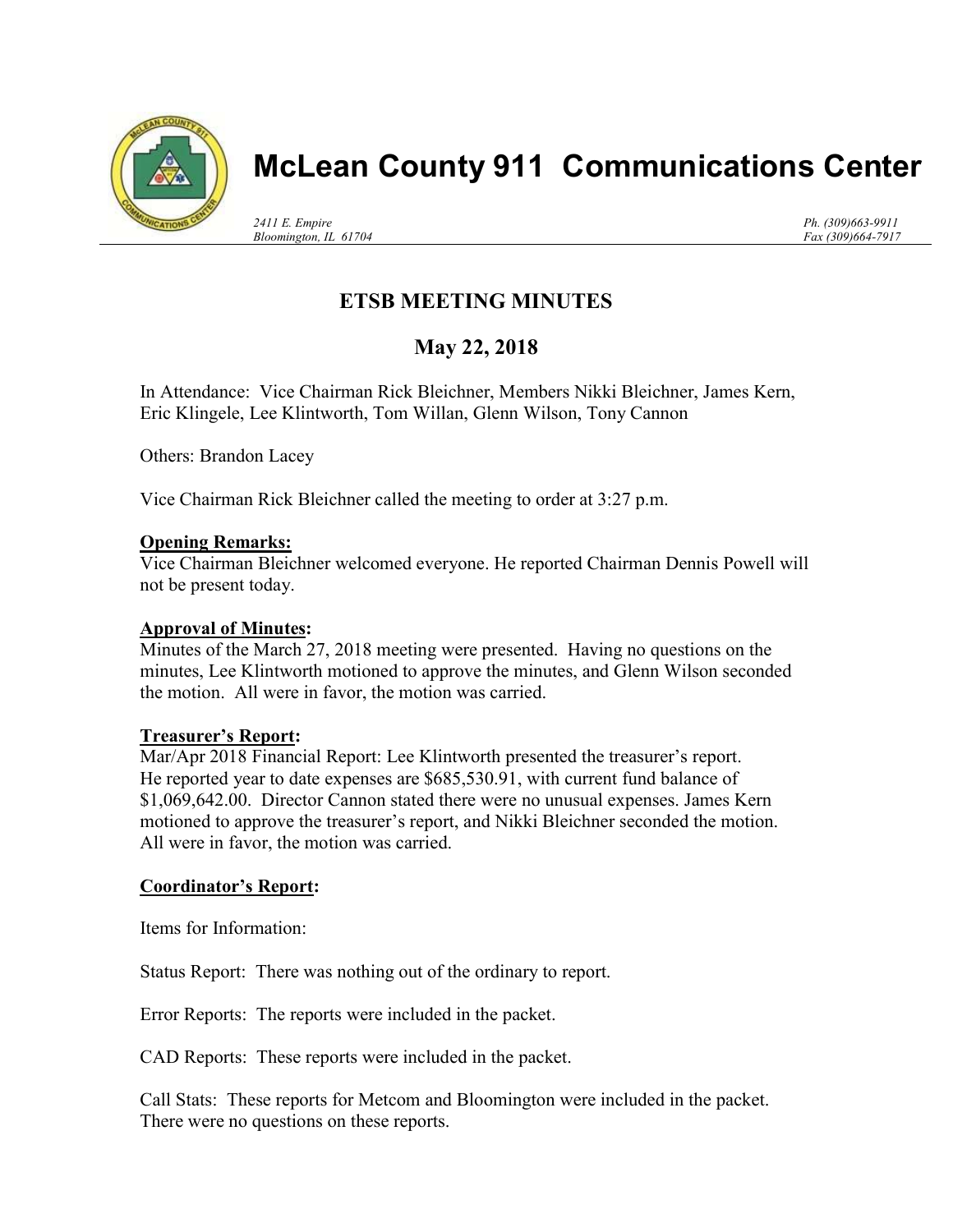# McLean County 911 Communications Center

*2411 E. Empire*
*Bloomington, IL 61704*

*Ph. (309)663-9911*
*Fax (309)664-7917*

## ETSB MEETING MINUTES

## May 22, 2018

In Attendance: Vice Chairman Rick Bleichner, Members Nikki Bleichner, James Kern, Eric Klingele, Lee Klintworth, Tom Willan, Glenn Wilson, Tony Cannon

Others: Brandon Lacey

Vice Chairman Rick Bleichner called the meeting to order at 3:27 p.m.

**Opening Remarks:**
Vice Chairman Bleichner welcomed everyone. He reported Chairman Dennis Powell will not be present today.

**Approval of Minutes:**
Minutes of the March 27, 2018 meeting were presented. Having no questions on the minutes, Lee Klintworth motioned to approve the minutes, and Glenn Wilson seconded the motion. All were in favor, the motion was carried.

**Treasurer's Report:**
Mar/Apr 2018 Financial Report: Lee Klintworth presented the treasurer's report. He reported year to date expenses are $685,530.91, with current fund balance of $1,069,642.00. Director Cannon stated there were no unusual expenses. James Kern motioned to approve the treasurer's report, and Nikki Bleichner seconded the motion. All were in favor, the motion was carried.

**Coordinator's Report:**

Items for Information:

Status Report: There was nothing out of the ordinary to report.

Error Reports: The reports were included in the packet.

CAD Reports: These reports were included in the packet.

Call Stats: These reports for Metcom and Bloomington were included in the packet. There were no questions on these reports.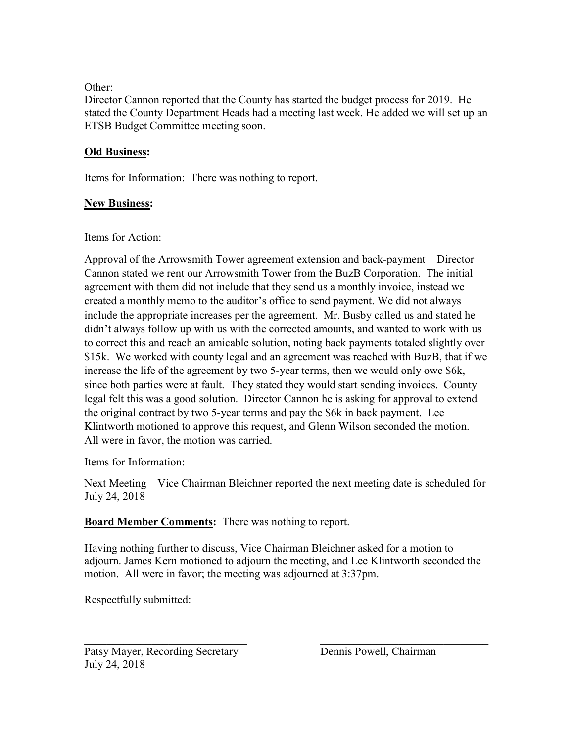Other:
Director Cannon reported that the County has started the budget process for 2019. He stated the County Department Heads had a meeting last week. He added we will set up an ETSB Budget Committee meeting soon.

**Old Business:**

Items for Information: There was nothing to report.

**New Business:**

Items for Action:

Approval of the Arrowsmith Tower agreement extension and back-payment – Director Cannon stated we rent our Arrowsmith Tower from the BuzB Corporation. The initial agreement with them did not include that they send us a monthly invoice, instead we created a monthly memo to the auditor's office to send payment. We did not always include the appropriate increases per the agreement. Mr. Busby called us and stated he didn't always follow up with us with the corrected amounts, and wanted to work with us to correct this and reach an amicable solution, noting back payments totaled slightly over $15k. We worked with county legal and an agreement was reached with BuzB, that if we increase the life of the agreement by two 5-year terms, then we would only owe $6k, since both parties were at fault. They stated they would start sending invoices. County legal felt this was a good solution. Director Cannon he is asking for approval to extend the original contract by two 5-year terms and pay the $6k in back payment. Lee Klintworth motioned to approve this request, and Glenn Wilson seconded the motion. All were in favor, the motion was carried.

Items for Information:

Next Meeting – Vice Chairman Bleichner reported the next meeting date is scheduled for July 24, 2018

**Board Member Comments:** There was nothing to report.

Having nothing further to discuss, Vice Chairman Bleichner asked for a motion to adjourn. James Kern motioned to adjourn the meeting, and Lee Klintworth seconded the motion. All were in favor; the meeting was adjourned at 3:37pm.

Respectfully submitted:

\_\_\_\_\_\_\_\_\_\_\_\_\_\_\_\_\_\_\_\_\_\_\_\_\_\_\_\_\_\_
Patsy Mayer, Recording Secretary
July 24, 2018

\_\_\_\_\_\_\_\_\_\_\_\_\_\_\_\_\_\_\_\_\_\_\_\_\_\_\_\_\_\_
Dennis Powell, Chairman